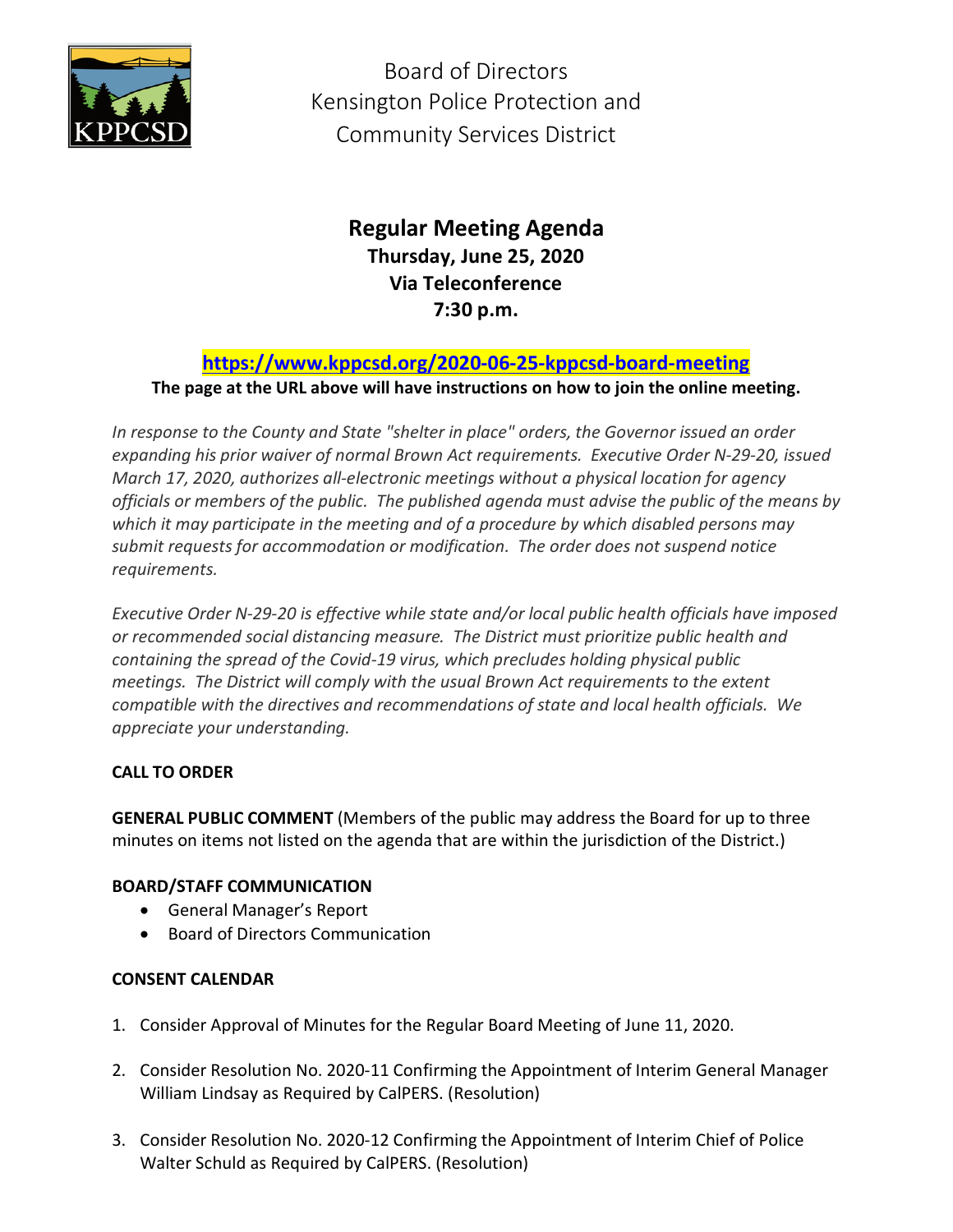Board of Directors
Kensington Police Protection and
Community Services District

# Regular Meeting Agenda

**Thursday, June 25, 2020**
**Via Teleconference**
**7:30 p.m.**

**https://www.kppcsd.org/2020-06-25-kppcsd-board-meeting**

**The page at the URL above will have instructions on how to join the online meeting.**

*In response to the County and State "shelter in place" orders, the Governor issued an order expanding his prior waiver of normal Brown Act requirements. Executive Order N-29-20, issued March 17, 2020, authorizes all-electronic meetings without a physical location for agency officials or members of the public. The published agenda must advise the public of the means by which it may participate in the meeting and of a procedure by which disabled persons may submit requests for accommodation or modification. The order does not suspend notice requirements.*

*Executive Order N-29-20 is effective while state and/or local public health officials have imposed or recommended social distancing measure. The District must prioritize public health and containing the spread of the Covid-19 virus, which precludes holding physical public meetings. The District will comply with the usual Brown Act requirements to the extent compatible with the directives and recommendations of state and local health officials. We appreciate your understanding.*

**CALL TO ORDER**

**GENERAL PUBLIC COMMENT** (Members of the public may address the Board for up to three minutes on items not listed on the agenda that are within the jurisdiction of the District.)

**BOARD/STAFF COMMUNICATION**

- General Manager's Report
- Board of Directors Communication

**CONSENT CALENDAR**

1. Consider Approval of Minutes for the Regular Board Meeting of June 11, 2020.
2. Consider Resolution No. 2020-11 Confirming the Appointment of Interim General Manager William Lindsay as Required by CalPERS. (Resolution)
3. Consider Resolution No. 2020-12 Confirming the Appointment of Interim Chief of Police Walter Schuld as Required by CalPERS. (Resolution)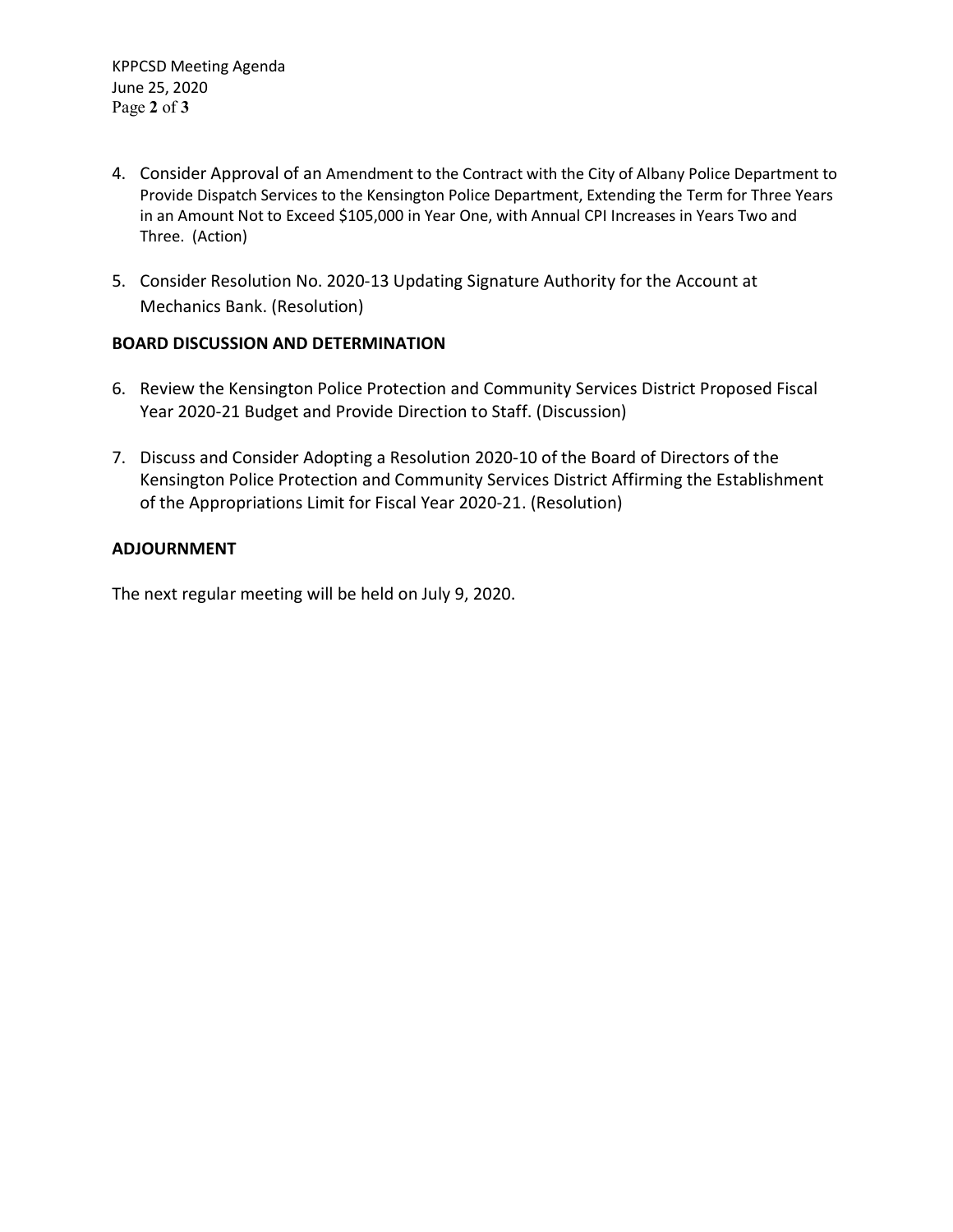4. Consider Approval of an Amendment to the Contract with the City of Albany Police Department to Provide Dispatch Services to the Kensington Police Department, Extending the Term for Three Years in an Amount Not to Exceed $105,000 in Year One, with Annual CPI Increases in Years Two and Three. (Action)

5. Consider Resolution No. 2020-13 Updating Signature Authority for the Account at Mechanics Bank. (Resolution)

**BOARD DISCUSSION AND DETERMINATION**

6. Review the Kensington Police Protection and Community Services District Proposed Fiscal Year 2020-21 Budget and Provide Direction to Staff. (Discussion)

7. Discuss and Consider Adopting a Resolution 2020-10 of the Board of Directors of the Kensington Police Protection and Community Services District Affirming the Establishment of the Appropriations Limit for Fiscal Year 2020-21. (Resolution)

**ADJOURNMENT**

The next regular meeting will be held on July 9, 2020.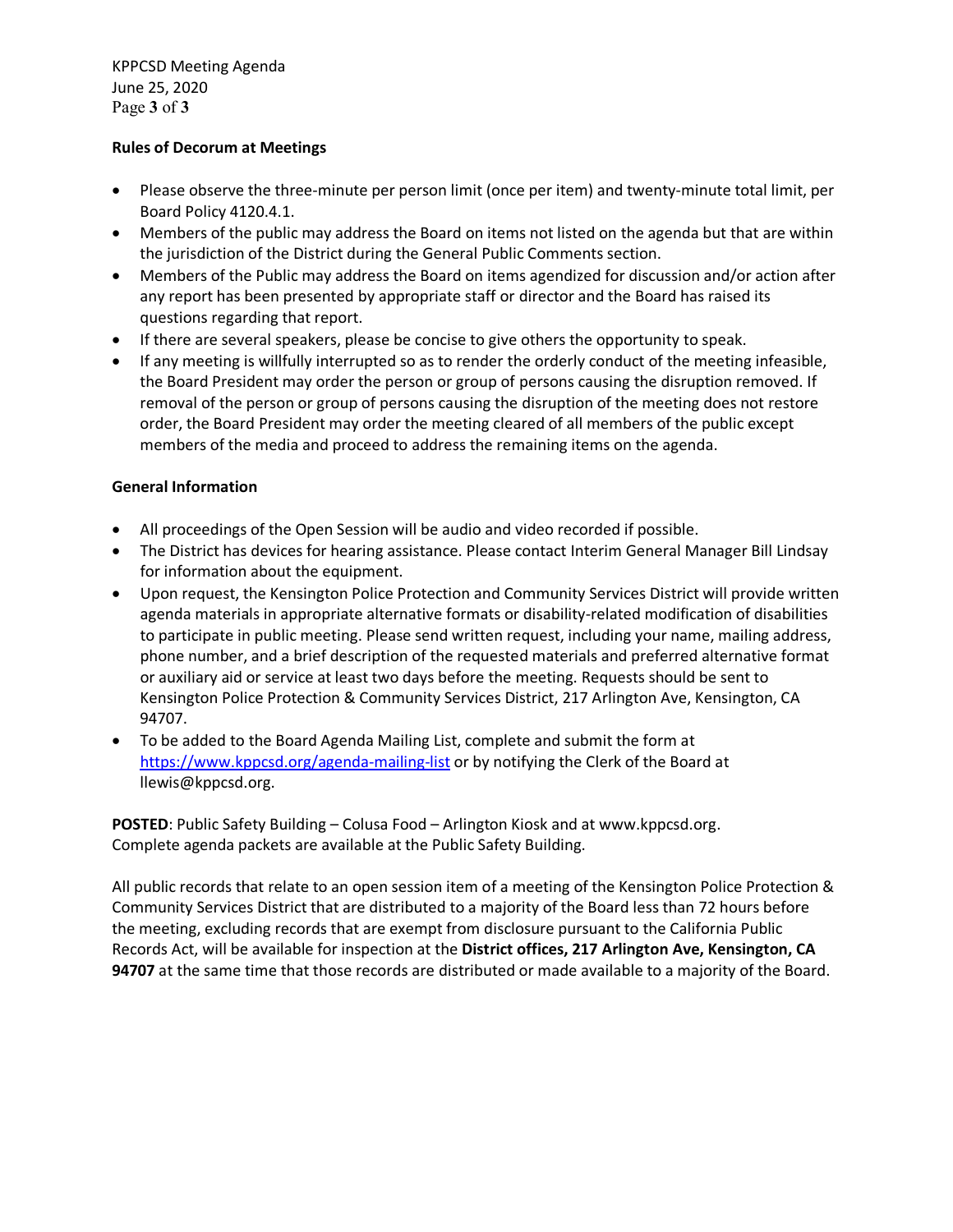**Rules of Decorum at Meetings**

- Please observe the three-minute per person limit (once per item) and twenty-minute total limit, per Board Policy 4120.4.1.
- Members of the public may address the Board on items not listed on the agenda but that are within the jurisdiction of the District during the General Public Comments section.
- Members of the Public may address the Board on items agendized for discussion and/or action after any report has been presented by appropriate staff or director and the Board has raised its questions regarding that report.
- If there are several speakers, please be concise to give others the opportunity to speak.
- If any meeting is willfully interrupted so as to render the orderly conduct of the meeting infeasible, the Board President may order the person or group of persons causing the disruption removed. If removal of the person or group of persons causing the disruption of the meeting does not restore order, the Board President may order the meeting cleared of all members of the public except members of the media and proceed to address the remaining items on the agenda.

**General Information**

- All proceedings of the Open Session will be audio and video recorded if possible.
- The District has devices for hearing assistance. Please contact Interim General Manager Bill Lindsay for information about the equipment.
- Upon request, the Kensington Police Protection and Community Services District will provide written agenda materials in appropriate alternative formats or disability-related modification of disabilities to participate in public meeting. Please send written request, including your name, mailing address, phone number, and a brief description of the requested materials and preferred alternative format or auxiliary aid or service at least two days before the meeting. Requests should be sent to Kensington Police Protection & Community Services District, 217 Arlington Ave, Kensington, CA 94707.
- To be added to the Board Agenda Mailing List, complete and submit the form at https://www.kppcsd.org/agenda-mailing-list or by notifying the Clerk of the Board at llewis@kppcsd.org.

**POSTED**: Public Safety Building – Colusa Food – Arlington Kiosk and at www.kppcsd.org.
Complete agenda packets are available at the Public Safety Building.

All public records that relate to an open session item of a meeting of the Kensington Police Protection & Community Services District that are distributed to a majority of the Board less than 72 hours before the meeting, excluding records that are exempt from disclosure pursuant to the California Public Records Act, will be available for inspection at the **District offices, 217 Arlington Ave, Kensington, CA 94707** at the same time that those records are distributed or made available to a majority of the Board.